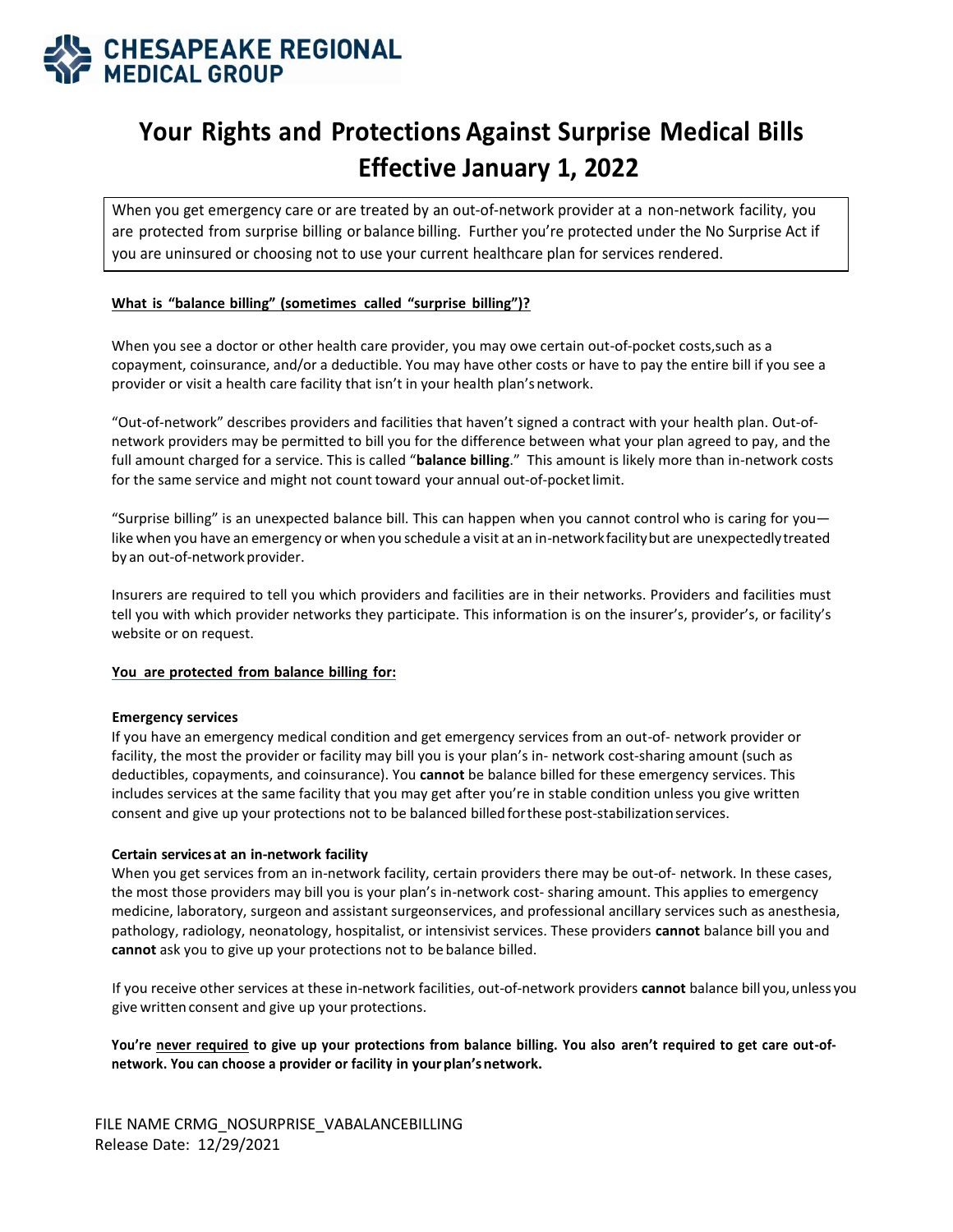**CHESAPEAKE REGIONAL MEDICAL GROUP**

# Your Rights and Protections Against Surprise Medical Bills Effective January 1, 2022

When you get emergency care or are treated by an out-of-network provider at a non-network facility, you are protected from surprise billing or balance billing. Further you're protected under the No Surprise Act if you are uninsured or choosing not to use your current healthcare plan for services rendered.

**What is "balance billing" (sometimes called "surprise billing")?**

When you see a doctor or other health care provider, you may owe certain out-of-pocket costs,such as a copayment, coinsurance, and/or a deductible. You may have other costs or have to pay the entire bill if you see a provider or visit a health care facility that isn't in your health plan's network.

"Out-of-network" describes providers and facilities that haven't signed a contract with your health plan. Out-of-network providers may be permitted to bill you for the difference between what your plan agreed to pay, and the full amount charged for a service. This is called "**balance billing**." This amount is likely more than in-network costs for the same service and might not count toward your annual out-of-pocket limit.

"Surprise billing" is an unexpected balance bill. This can happen when you cannot control who is caring for you—like when you have an emergency or when you schedule a visit at an in-network facility but are unexpectedly treated by an out-of-network provider.

Insurers are required to tell you which providers and facilities are in their networks. Providers and facilities must tell you with which provider networks they participate. This information is on the insurer's, provider's, or facility's website or on request.

**You are protected from balance billing for:**

**Emergency services**
If you have an emergency medical condition and get emergency services from an out-of- network provider or facility, the most the provider or facility may bill you is your plan's in- network cost-sharing amount (such as deductibles, copayments, and coinsurance). You **cannot** be balance billed for these emergency services. This includes services at the same facility that you may get after you're in stable condition unless you give written consent and give up your protections not to be balanced billed for these post-stabilization services.

**Certain services at an in-network facility**
When you get services from an in-network facility, certain providers there may be out-of- network. In these cases, the most those providers may bill you is your plan's in-network cost- sharing amount. This applies to emergency medicine, laboratory, surgeon and assistant surgeonservices, and professional ancillary services such as anesthesia, pathology, radiology, neonatology, hospitalist, or intensivist services. These providers **cannot** balance bill you and **cannot** ask you to give up your protections not to be balance billed.

If you receive other services at these in-network facilities, out-of-network providers **cannot** balance bill you, unless you give written consent and give up your protections.

**You're never required to give up your protections from balance billing. You also aren't required to get care out-of-network. You can choose a provider or facility in your plan's network.**

FILE NAME CRMG_NOSURPRISE_VABALANCEBILLING
Release Date: 12/29/2021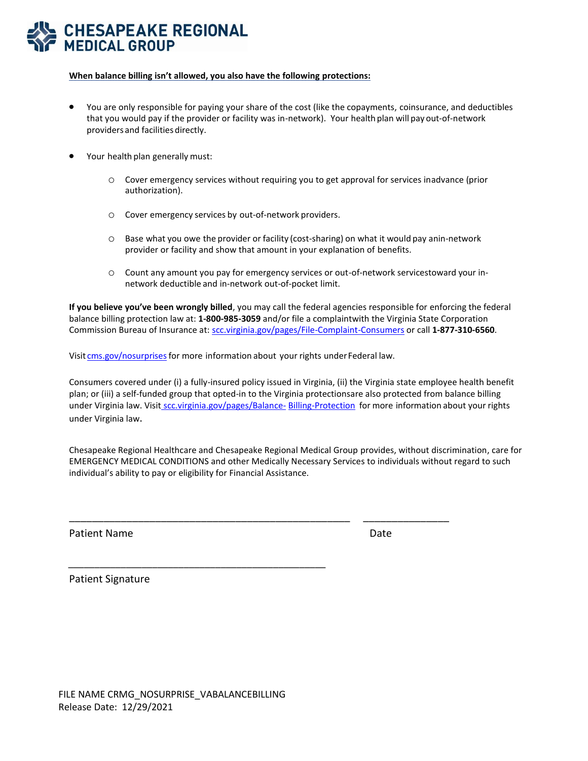**CHESAPEAKE REGIONAL MEDICAL GROUP**

**When balance billing isn't allowed, you also have the following protections:**

- You are only responsible for paying your share of the cost (like the copayments, coinsurance, and deductibles that you would pay if the provider or facility was in-network). Your health plan will pay out-of-network providers and facilities directly.
- Your health plan generally must:
  - Cover emergency services without requiring you to get approval for services inadvance (prior authorization).
  - Cover emergency services by out-of-network providers.
  - Base what you owe the provider or facility (cost-sharing) on what it would pay anin-network provider or facility and show that amount in your explanation of benefits.
  - Count any amount you pay for emergency services or out-of-network servicestoward your in-network deductible and in-network out-of-pocket limit.

**If you believe you've been wrongly billed**, you may call the federal agencies responsible for enforcing the federal balance billing protection law at: **1-800-985-3059** and/or file a complaintwith the Virginia State Corporation Commission Bureau of Insurance at: scc.virginia.gov/pages/File-Complaint-Consumers or call **1-877-310-6560**.

Visit cms.gov/nosurprises for more information about your rights under Federal law.

Consumers covered under (i) a fully-insured policy issued in Virginia, (ii) the Virginia state employee health benefit plan; or (iii) a self-funded group that opted-in to the Virginia protectionsare also protected from balance billing under Virginia law. Visit scc.virginia.gov/pages/Balance- Billing-Protection for more information about your rights under Virginia law.

Chesapeake Regional Healthcare and Chesapeake Regional Medical Group provides, without discrimination, care for EMERGENCY MEDICAL CONDITIONS and other Medically Necessary Services to individuals without regard to such individual's ability to pay or eligibility for Financial Assistance.

\_\_\_\_\_\_\_\_\_\_\_\_\_\_\_\_\_\_\_\_\_\_\_\_\_\_\_\_\_\_\_\_\_\_\_\_\_\_\_\_\_\_\_\_\_\_ \_\_\_\_\_\_\_\_\_\_\_\_\_\_\_

Patient Name Date

\_\_\_\_\_\_\_\_\_\_\_\_\_\_\_\_\_\_\_\_\_\_\_\_\_\_\_\_\_\_\_\_\_\_\_\_\_\_\_\_\_\_\_\_\_\_

Patient Signature

FILE NAME CRMG_NOSURPRISE_VABALANCEBILLING
Release Date: 12/29/2021